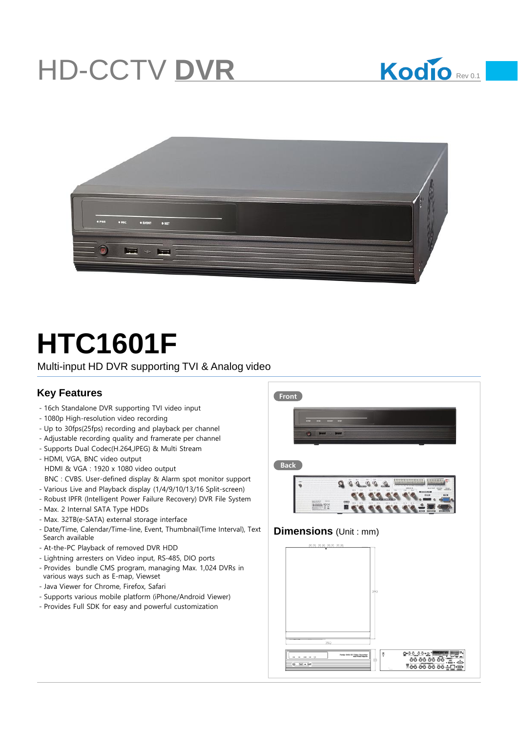# HD-CCTV **DVR**

Kodio Rev 0.1

# HTC1601F

Multi-input HD DVR supporting TVI & Analog video

## Key Features

- 16ch Standalone DVR supporting TVI video input
- 1080p High-resolution video recording
- Up to 30fps(25fps) recording and playback per channel
- Adjustable recording quality and framerate per channel
- Supports Dual Codec(H.264,JPEG) & Multi Stream
- HDMI, VGA, BNC video output
  HDMI & VGA : 1920 x 1080 video output
  BNC : CVBS. User-defined display & Alarm spot monitor support
- Various Live and Playback display (1/4/9/10/13/16 Split-screen)
- Robust IPFR (Intelligent Power Failure Recovery) DVR File System
- Max. 2 Internal SATA Type HDDs
- Max. 32TB(e-SATA) external storage interface
- Date/Time, Calendar/Time-line, Event, Thumbnail(Time Interval), Text Search available
- At-the-PC Playback of removed DVR HDD
- Lightning arresters on Video input, RS-485, DIO ports
- Provides bundle CMS program, managing Max. 1,024 DVRs in various ways such as E-map, Viewset
- Java Viewer for Chrome, Firefox, Safari
- Supports various mobile platform (iPhone/Android Viewer)
- Provides Full SDK for easy and powerful customization

Front

Back

## Dimensions (Unit : mm)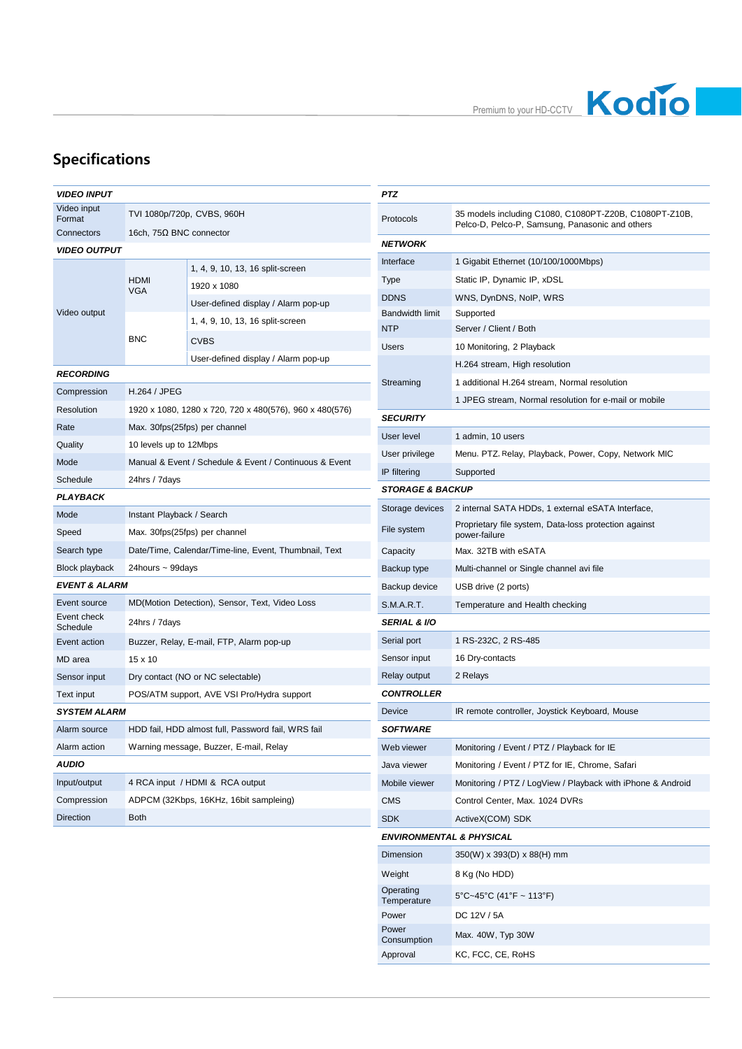## Specifications

| | | |
|---|---|---|
| ***VIDEO INPUT*** | | |
| Video input Format | TVI 1080p/720p, CVBS, 960H | |
| Connectors | 16ch, 75Ω BNC connector | |
| ***VIDEO OUTPUT*** | | |
| Video output | HDMI VGA | 1, 4, 9, 10, 13, 16 split-screen |
| | | 1920 x 1080 |
| | | User-defined display / Alarm pop-up |
| | BNC | 1, 4, 9, 10, 13, 16 split-screen |
| | | CVBS |
| | | User-defined display / Alarm pop-up |

| | |
|---|---|
| ***RECORDING*** | |
| Compression | H.264 / JPEG |
| Resolution | 1920 x 1080, 1280 x 720, 720 x 480(576), 960 x 480(576) |
| Rate | Max. 30fps(25fps) per channel |
| Quality | 10 levels up to 12Mbps |
| Mode | Manual & Event / Schedule & Event / Continuous & Event |
| Schedule | 24hrs / 7days |
| ***PLAYBACK*** | |
| Mode | Instant Playback / Search |
| Speed | Max. 30fps(25fps) per channel |
| Search type | Date/Time, Calendar/Time-line, Event, Thumbnail, Text |
| Block playback | 24hours ~ 99days |
| ***EVENT & ALARM*** | |
| Event source | MD(Motion Detection), Sensor, Text, Video Loss |
| Event check Schedule | 24hrs / 7days |
| Event action | Buzzer, Relay, E-mail, FTP, Alarm pop-up |
| MD area | 15 x 10 |
| Sensor input | Dry contact (NO or NC selectable) |
| Text input | POS/ATM support, AVE VSI Pro/Hydra support |
| ***SYSTEM ALARM*** | |
| Alarm source | HDD fail, HDD almost full, Password fail, WRS fail |
| Alarm action | Warning message, Buzzer, E-mail, Relay |
| ***AUDIO*** | |
| Input/output | 4 RCA input / HDMI & RCA output |
| Compression | ADPCM (32Kbps, 16KHz, 16bit sampleing) |
| Direction | Both |

| | |
|---|---|
| ***PTZ*** | |
| Protocols | 35 models including C1080, C1080PT-Z20B, C1080PT-Z10B, Pelco-D, Pelco-P, Samsung, Panasonic and others |
| ***NETWORK*** | |
| Interface | 1 Gigabit Ethernet (10/100/1000Mbps) |
| Type | Static IP, Dynamic IP, xDSL |
| DDNS | WNS, DynDNS, NoIP, WRS |
| Bandwidth limit | Supported |
| NTP | Server / Client / Both |
| Users | 10 Monitoring, 2 Playback |
| Streaming | H.264 stream, High resolution |
| | 1 additional H.264 stream, Normal resolution |
| | 1 JPEG stream, Normal resolution for e-mail or mobile |
| ***SECURITY*** | |
| User level | 1 admin, 10 users |
| User privilege | Menu. PTZ, Relay, Playback, Power, Copy, Network MIC |
| IP filtering | Supported |
| ***STORAGE & BACKUP*** | |
| Storage devices | 2 internal SATA HDDs, 1 external eSATA Interface, |
| File system | Proprietary file system, Data-loss protection against power-failure |
| Capacity | Max. 32TB with eSATA |
| Backup type | Multi-channel or Single channel avi file |
| Backup device | USB drive (2 ports) |
| S.M.A.R.T. | Temperature and Health checking |
| ***SERIAL & I/O*** | |
| Serial port | 1 RS-232C, 2 RS-485 |
| Sensor input | 16 Dry-contacts |
| Relay output | 2 Relays |
| ***CONTROLLER*** | |
| Device | IR remote controller, Joystick Keyboard, Mouse |
| ***SOFTWARE*** | |
| Web viewer | Monitoring / Event / PTZ / Playback for IE |
| Java viewer | Monitoring / Event / PTZ for IE, Chrome, Safari |
| Mobile viewer | Monitoring / PTZ / LogView / Playback with iPhone & Android |
| CMS | Control Center, Max. 1024 DVRs |
| SDK | ActiveX(COM) SDK |
| ***ENVIRONMENTAL & PHYSICAL*** | |
| Dimension | 350(W) x 393(D) x 88(H) mm |
| Weight | 8 Kg (No HDD) |
| Operating Temperature | 5°C~45°C (41°F ~ 113°F) |
| Power | DC 12V / 5A |
| Power Consumption | Max. 40W, Typ 30W |
| Approval | KC, FCC, CE, RoHS |